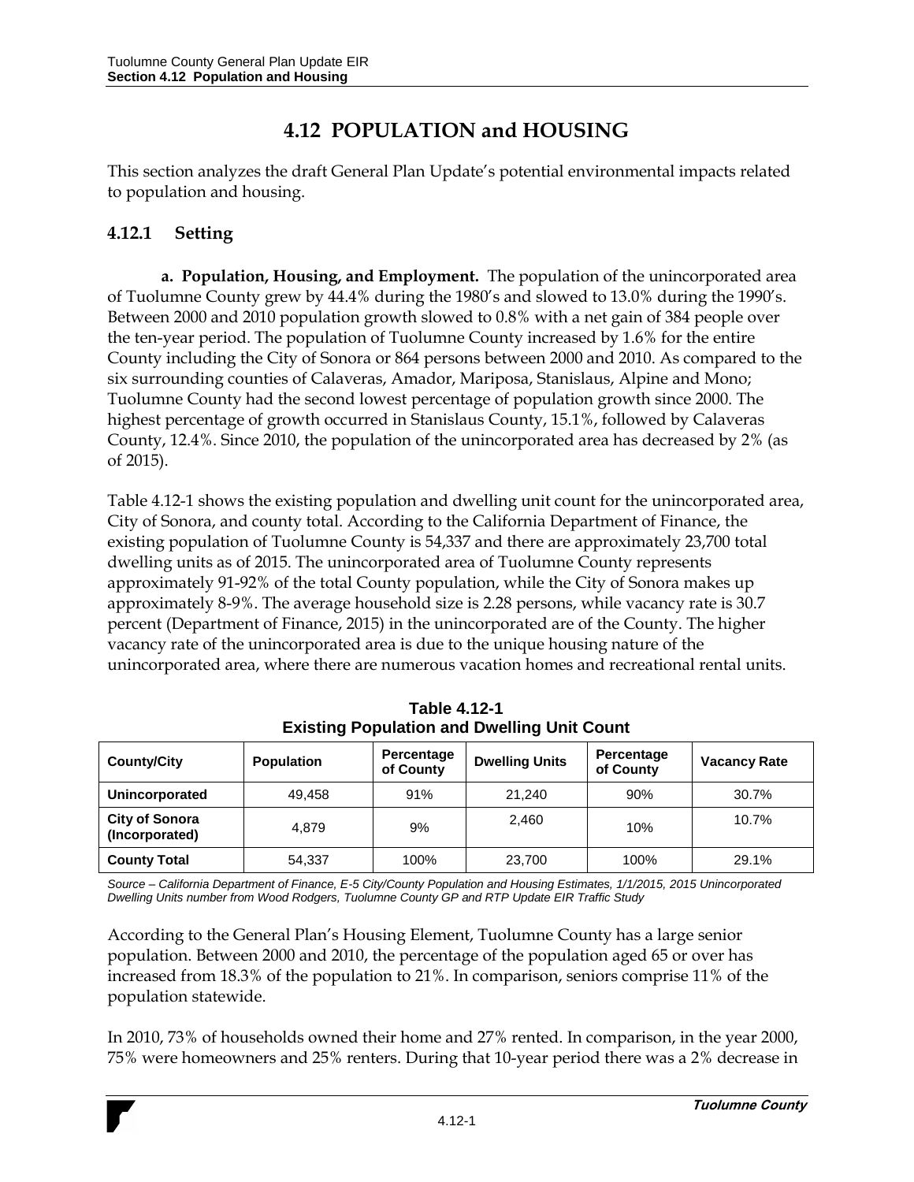# 4.12 POPULATION and HOUSING

This section analyzes the draft General Plan Update's potential environmental impacts related to population and housing.

## 4.12.1 Setting

**a. Population, Housing, and Employment.** The population of the unincorporated area of Tuolumne County grew by 44.4% during the 1980's and slowed to 13.0% during the 1990's. Between 2000 and 2010 population growth slowed to 0.8% with a net gain of 384 people over the ten-year period. The population of Tuolumne County increased by 1.6% for the entire County including the City of Sonora or 864 persons between 2000 and 2010. As compared to the six surrounding counties of Calaveras, Amador, Mariposa, Stanislaus, Alpine and Mono; Tuolumne County had the second lowest percentage of population growth since 2000. The highest percentage of growth occurred in Stanislaus County, 15.1%, followed by Calaveras County, 12.4%. Since 2010, the population of the unincorporated area has decreased by 2% (as of 2015).

Table 4.12-1 shows the existing population and dwelling unit count for the unincorporated area, City of Sonora, and county total. According to the California Department of Finance, the existing population of Tuolumne County is 54,337 and there are approximately 23,700 total dwelling units as of 2015. The unincorporated area of Tuolumne County represents approximately 91-92% of the total County population, while the City of Sonora makes up approximately 8-9%. The average household size is 2.28 persons, while vacancy rate is 30.7 percent (Department of Finance, 2015) in the unincorporated are of the County. The higher vacancy rate of the unincorporated area is due to the unique housing nature of the unincorporated area, where there are numerous vacation homes and recreational rental units.

**Table 4.12-1**
**Existing Population and Dwelling Unit Count**

| County/City | Population | Percentage of County | Dwelling Units | Percentage of County | Vacancy Rate |
|---|---|---|---|---|---|
| **Unincorporated** | 49,458 | 91% | 21,240 | 90% | 30.7% |
| **City of Sonora (Incorporated)** | 4,879 | 9% | 2,460 | 10% | 10.7% |
| **County Total** | 54,337 | 100% | 23,700 | 100% | 29.1% |

*Source – California Department of Finance, E-5 City/County Population and Housing Estimates, 1/1/2015, 2015 Unincorporated Dwelling Units number from Wood Rodgers, Tuolumne County GP and RTP Update EIR Traffic Study*

According to the General Plan's Housing Element, Tuolumne County has a large senior population. Between 2000 and 2010, the percentage of the population aged 65 or over has increased from 18.3% of the population to 21%. In comparison, seniors comprise 11% of the population statewide.

In 2010, 73% of households owned their home and 27% rented. In comparison, in the year 2000, 75% were homeowners and 25% renters. During that 10-year period there was a 2% decrease in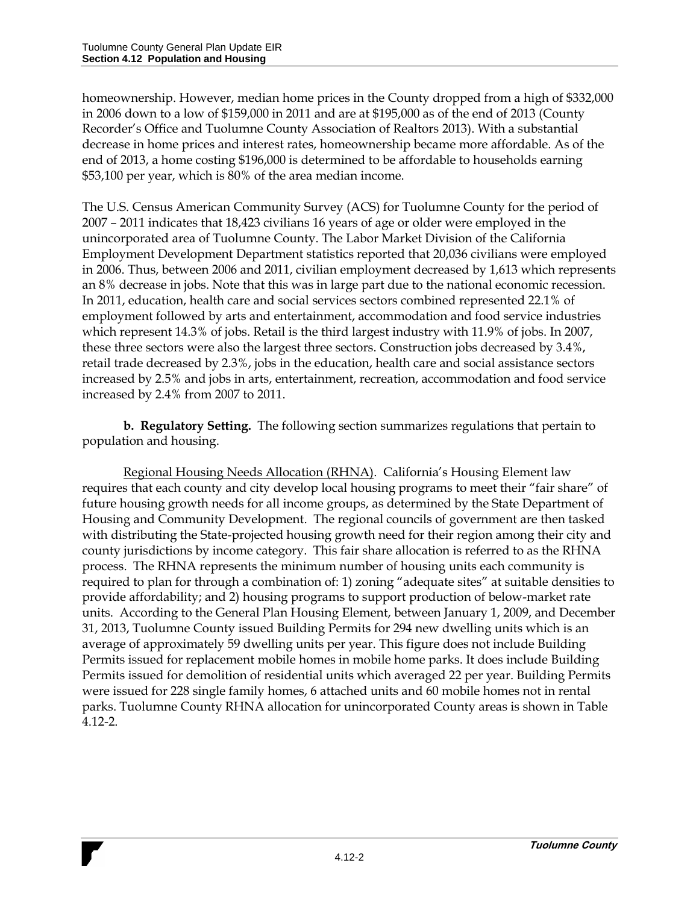homeownership. However, median home prices in the County dropped from a high of $332,000 in 2006 down to a low of $159,000 in 2011 and are at $195,000 as of the end of 2013 (County Recorder's Office and Tuolumne County Association of Realtors 2013). With a substantial decrease in home prices and interest rates, homeownership became more affordable. As of the end of 2013, a home costing $196,000 is determined to be affordable to households earning $53,100 per year, which is 80% of the area median income.

The U.S. Census American Community Survey (ACS) for Tuolumne County for the period of 2007 – 2011 indicates that 18,423 civilians 16 years of age or older were employed in the unincorporated area of Tuolumne County. The Labor Market Division of the California Employment Development Department statistics reported that 20,036 civilians were employed in 2006. Thus, between 2006 and 2011, civilian employment decreased by 1,613 which represents an 8% decrease in jobs. Note that this was in large part due to the national economic recession. In 2011, education, health care and social services sectors combined represented 22.1% of employment followed by arts and entertainment, accommodation and food service industries which represent 14.3% of jobs. Retail is the third largest industry with 11.9% of jobs. In 2007, these three sectors were also the largest three sectors. Construction jobs decreased by 3.4%, retail trade decreased by 2.3%, jobs in the education, health care and social assistance sectors increased by 2.5% and jobs in arts, entertainment, recreation, accommodation and food service increased by 2.4% from 2007 to 2011.

**b. Regulatory Setting.** The following section summarizes regulations that pertain to population and housing.

Regional Housing Needs Allocation (RHNA). California's Housing Element law requires that each county and city develop local housing programs to meet their "fair share" of future housing growth needs for all income groups, as determined by the State Department of Housing and Community Development. The regional councils of government are then tasked with distributing the State-projected housing growth need for their region among their city and county jurisdictions by income category. This fair share allocation is referred to as the RHNA process. The RHNA represents the minimum number of housing units each community is required to plan for through a combination of: 1) zoning "adequate sites" at suitable densities to provide affordability; and 2) housing programs to support production of below-market rate units. According to the General Plan Housing Element, between January 1, 2009, and December 31, 2013, Tuolumne County issued Building Permits for 294 new dwelling units which is an average of approximately 59 dwelling units per year. This figure does not include Building Permits issued for replacement mobile homes in mobile home parks. It does include Building Permits issued for demolition of residential units which averaged 22 per year. Building Permits were issued for 228 single family homes, 6 attached units and 60 mobile homes not in rental parks. Tuolumne County RHNA allocation for unincorporated County areas is shown in Table 4.12-2.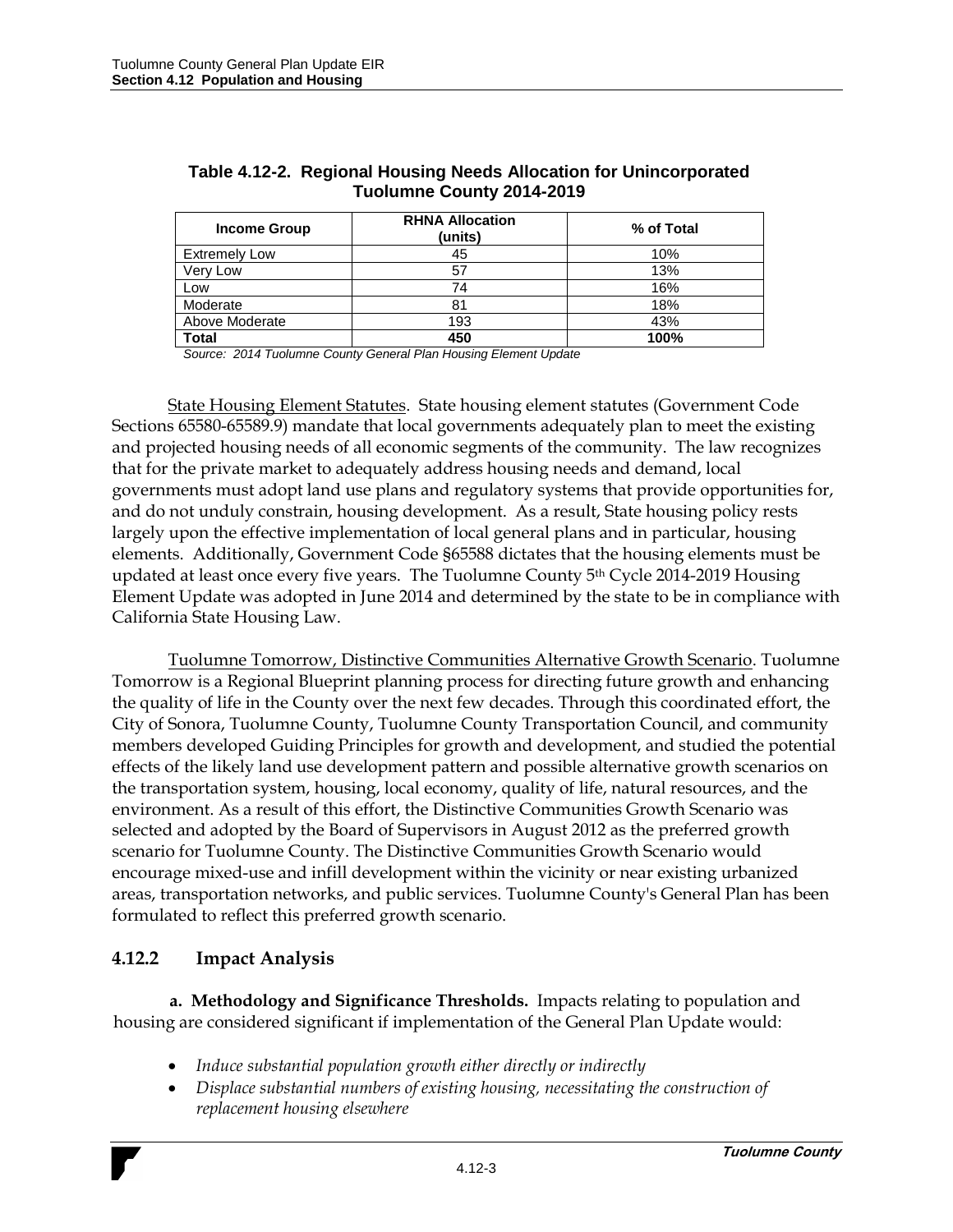**Table 4.12-2. Regional Housing Needs Allocation for Unincorporated Tuolumne County 2014-2019**

| Income Group | RHNA Allocation (units) | % of Total |
|---|---|---|
| Extremely Low | 45 | 10% |
| Very Low | 57 | 13% |
| Low | 74 | 16% |
| Moderate | 81 | 18% |
| Above Moderate | 193 | 43% |
| **Total** | **450** | **100%** |

*Source: 2014 Tuolumne County General Plan Housing Element Update*

<u>State Housing Element Statutes</u>. State housing element statutes (Government Code Sections 65580-65589.9) mandate that local governments adequately plan to meet the existing and projected housing needs of all economic segments of the community. The law recognizes that for the private market to adequately address housing needs and demand, local governments must adopt land use plans and regulatory systems that provide opportunities for, and do not unduly constrain, housing development. As a result, State housing policy rests largely upon the effective implementation of local general plans and in particular, housing elements. Additionally, Government Code §65588 dictates that the housing elements must be updated at least once every five years. The Tuolumne County 5th Cycle 2014-2019 Housing Element Update was adopted in June 2014 and determined by the state to be in compliance with California State Housing Law.

<u>Tuolumne Tomorrow, Distinctive Communities Alternative Growth Scenario</u>. Tuolumne Tomorrow is a Regional Blueprint planning process for directing future growth and enhancing the quality of life in the County over the next few decades. Through this coordinated effort, the City of Sonora, Tuolumne County, Tuolumne County Transportation Council, and community members developed Guiding Principles for growth and development, and studied the potential effects of the likely land use development pattern and possible alternative growth scenarios on the transportation system, housing, local economy, quality of life, natural resources, and the environment. As a result of this effort, the Distinctive Communities Growth Scenario was selected and adopted by the Board of Supervisors in August 2012 as the preferred growth scenario for Tuolumne County. The Distinctive Communities Growth Scenario would encourage mixed-use and infill development within the vicinity or near existing urbanized areas, transportation networks, and public services. Tuolumne County's General Plan has been formulated to reflect this preferred growth scenario.

## 4.12.2 Impact Analysis

**a. Methodology and Significance Thresholds.** Impacts relating to population and housing are considered significant if implementation of the General Plan Update would:

- *Induce substantial population growth either directly or indirectly*
- *Displace substantial numbers of existing housing, necessitating the construction of replacement housing elsewhere*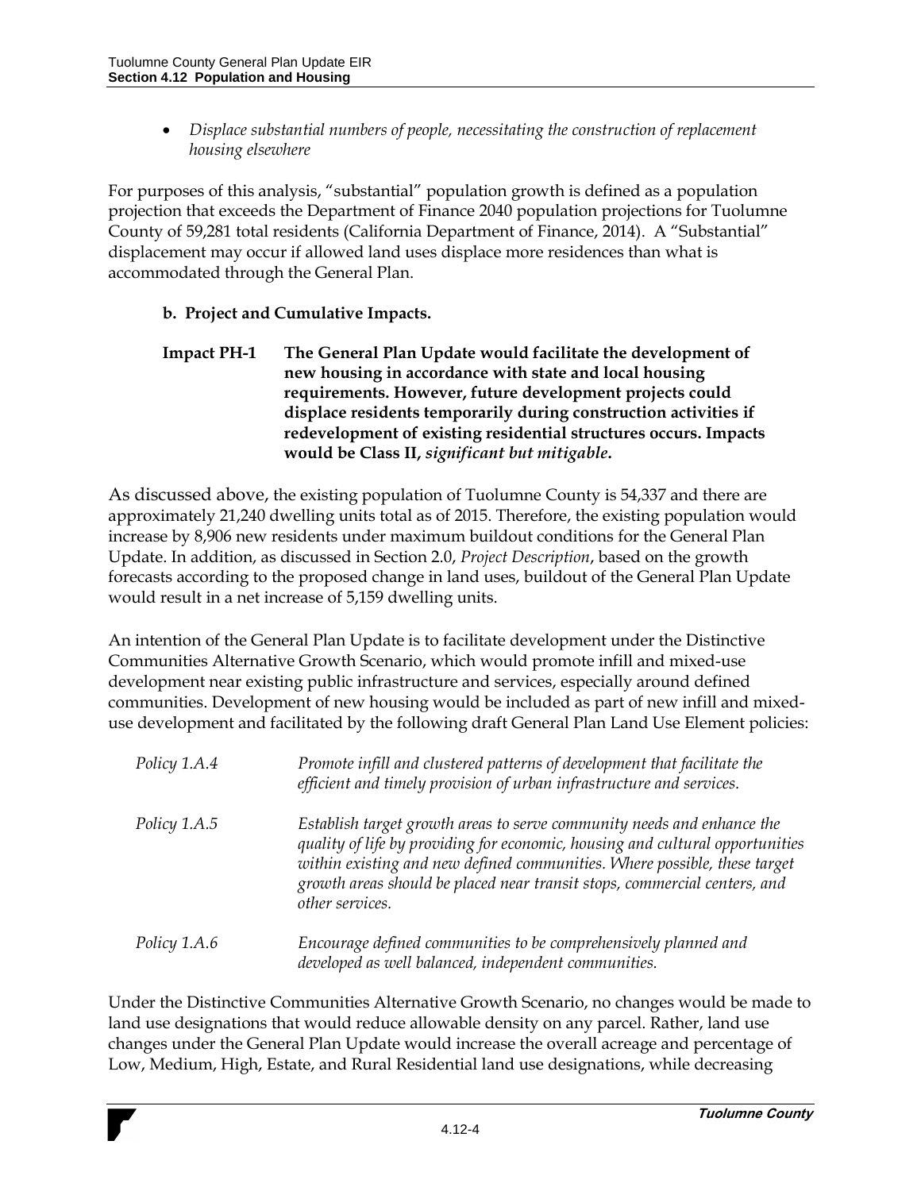- *Displace substantial numbers of people, necessitating the construction of replacement housing elsewhere*

For purposes of this analysis, "substantial" population growth is defined as a population projection that exceeds the Department of Finance 2040 population projections for Tuolumne County of 59,281 total residents (California Department of Finance, 2014). A "Substantial" displacement may occur if allowed land uses displace more residences than what is accommodated through the General Plan.

**b. Project and Cumulative Impacts.**

**Impact PH-1 The General Plan Update would facilitate the development of new housing in accordance with state and local housing requirements. However, future development projects could displace residents temporarily during construction activities if redevelopment of existing residential structures occurs. Impacts would be Class II, *significant but mitigable*.**

As discussed above, the existing population of Tuolumne County is 54,337 and there are approximately 21,240 dwelling units total as of 2015. Therefore, the existing population would increase by 8,906 new residents under maximum buildout conditions for the General Plan Update. In addition, as discussed in Section 2.0, *Project Description*, based on the growth forecasts according to the proposed change in land uses, buildout of the General Plan Update would result in a net increase of 5,159 dwelling units.

An intention of the General Plan Update is to facilitate development under the Distinctive Communities Alternative Growth Scenario, which would promote infill and mixed-use development near existing public infrastructure and services, especially around defined communities. Development of new housing would be included as part of new infill and mixed-use development and facilitated by the following draft General Plan Land Use Element policies:

*Policy 1.A.4* — *Promote infill and clustered patterns of development that facilitate the efficient and timely provision of urban infrastructure and services.*

*Policy 1.A.5* — *Establish target growth areas to serve community needs and enhance the quality of life by providing for economic, housing and cultural opportunities within existing and new defined communities. Where possible, these target growth areas should be placed near transit stops, commercial centers, and other services.*

*Policy 1.A.6* — *Encourage defined communities to be comprehensively planned and developed as well balanced, independent communities.*

Under the Distinctive Communities Alternative Growth Scenario, no changes would be made to land use designations that would reduce allowable density on any parcel. Rather, land use changes under the General Plan Update would increase the overall acreage and percentage of Low, Medium, High, Estate, and Rural Residential land use designations, while decreasing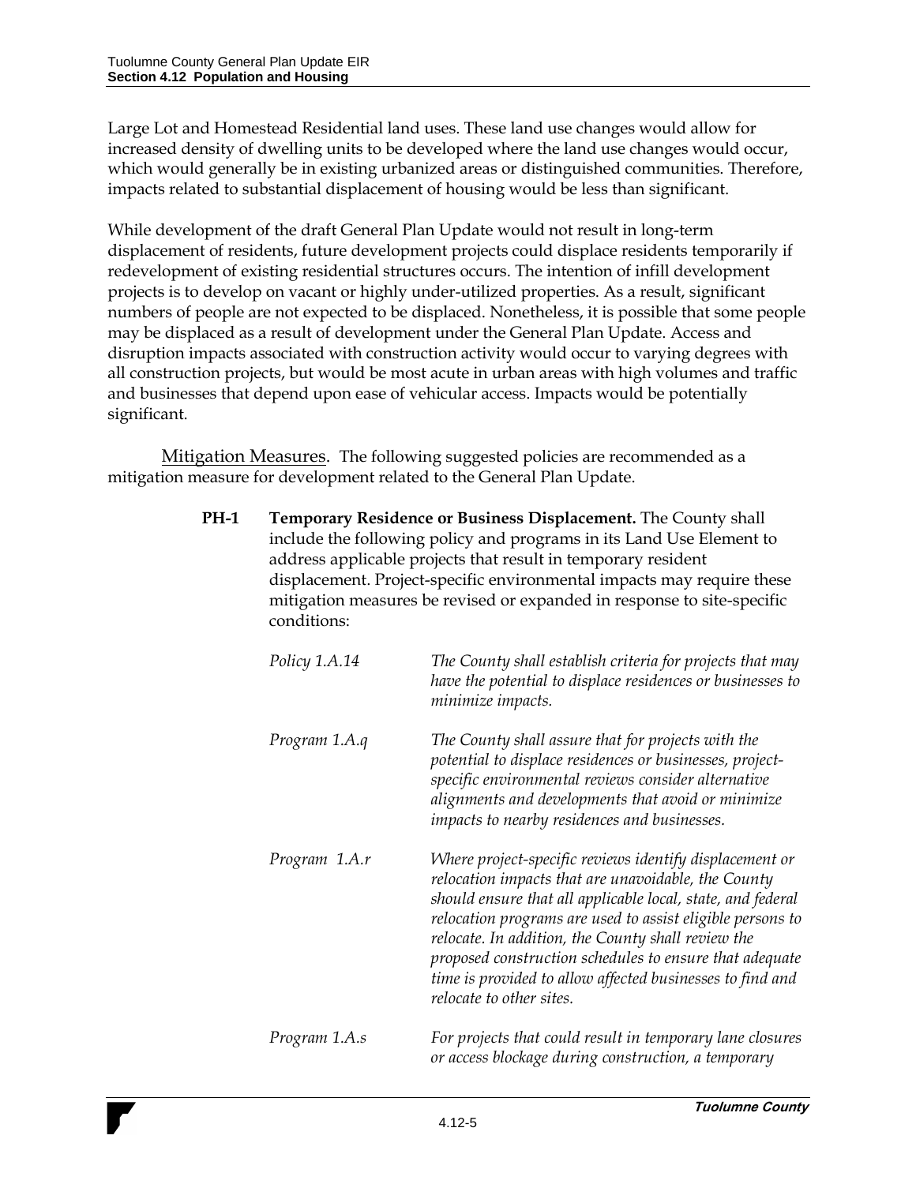Large Lot and Homestead Residential land uses. These land use changes would allow for increased density of dwelling units to be developed where the land use changes would occur, which would generally be in existing urbanized areas or distinguished communities. Therefore, impacts related to substantial displacement of housing would be less than significant.

While development of the draft General Plan Update would not result in long-term displacement of residents, future development projects could displace residents temporarily if redevelopment of existing residential structures occurs. The intention of infill development projects is to develop on vacant or highly under-utilized properties. As a result, significant numbers of people are not expected to be displaced. Nonetheless, it is possible that some people may be displaced as a result of development under the General Plan Update. Access and disruption impacts associated with construction activity would occur to varying degrees with all construction projects, but would be most acute in urban areas with high volumes and traffic and businesses that depend upon ease of vehicular access. Impacts would be potentially significant.

Mitigation Measures. The following suggested policies are recommended as a mitigation measure for development related to the General Plan Update.

**PH-1 Temporary Residence or Business Displacement.** The County shall include the following policy and programs in its Land Use Element to address applicable projects that result in temporary resident displacement. Project-specific environmental impacts may require these mitigation measures be revised or expanded in response to site-specific conditions:

*Policy 1.A.14* — *The County shall establish criteria for projects that may have the potential to displace residences or businesses to minimize impacts.*

*Program 1.A.q* — *The County shall assure that for projects with the potential to displace residences or businesses, project-specific environmental reviews consider alternative alignments and developments that avoid or minimize impacts to nearby residences and businesses.*

*Program 1.A.r* — *Where project-specific reviews identify displacement or relocation impacts that are unavoidable, the County should ensure that all applicable local, state, and federal relocation programs are used to assist eligible persons to relocate. In addition, the County shall review the proposed construction schedules to ensure that adequate time is provided to allow affected businesses to find and relocate to other sites.*

*Program 1.A.s* — *For projects that could result in temporary lane closures or access blockage during construction, a temporary*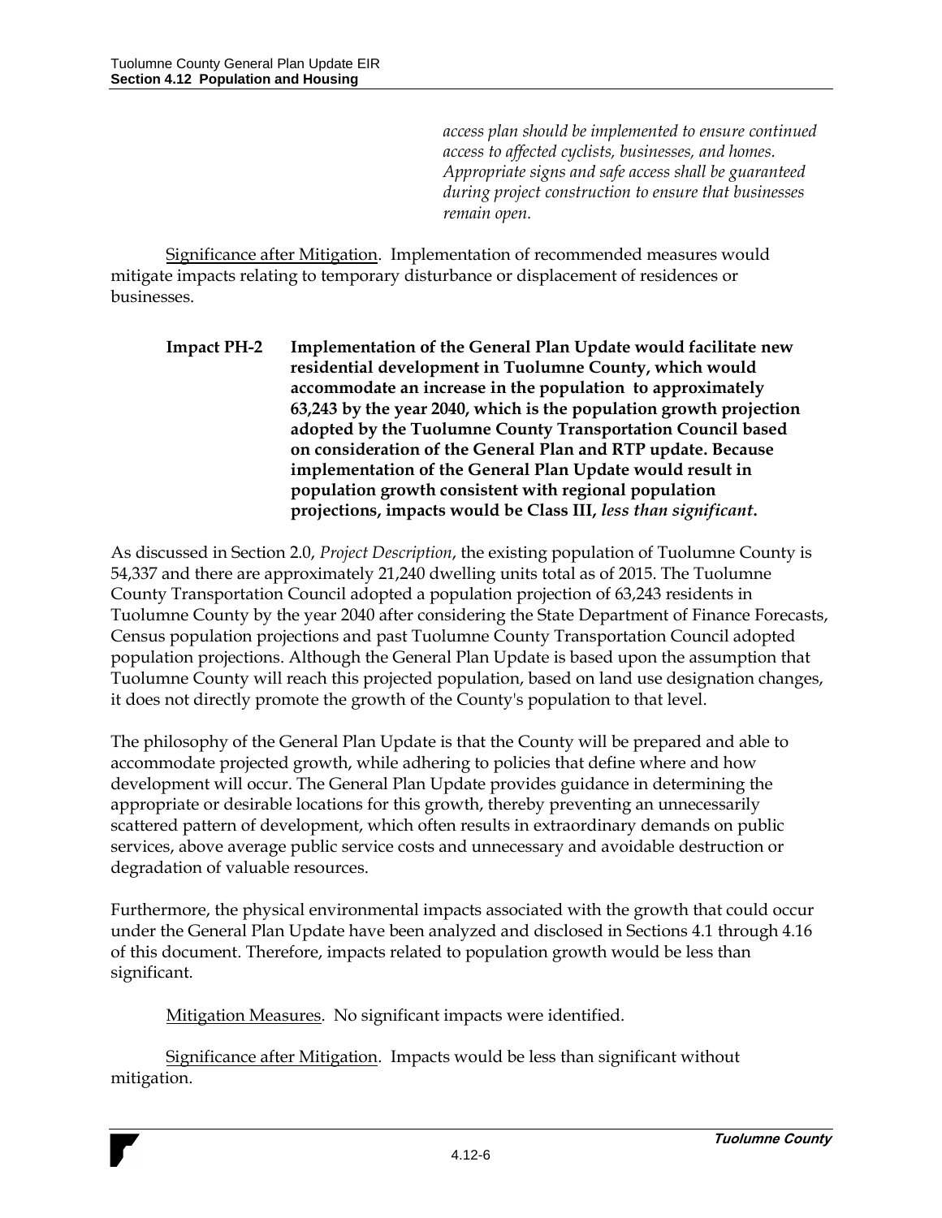*access plan should be implemented to ensure continued access to affected cyclists, businesses, and homes. Appropriate signs and safe access shall be guaranteed during project construction to ensure that businesses remain open.*

Significance after Mitigation. Implementation of recommended measures would mitigate impacts relating to temporary disturbance or displacement of residences or businesses.

**Impact PH-2 Implementation of the General Plan Update would facilitate new residential development in Tuolumne County, which would accommodate an increase in the population to approximately 63,243 by the year 2040, which is the population growth projection adopted by the Tuolumne County Transportation Council based on consideration of the General Plan and RTP update. Because implementation of the General Plan Update would result in population growth consistent with regional population projections, impacts would be Class III, *less than significant*.**

As discussed in Section 2.0, *Project Description*, the existing population of Tuolumne County is 54,337 and there are approximately 21,240 dwelling units total as of 2015. The Tuolumne County Transportation Council adopted a population projection of 63,243 residents in Tuolumne County by the year 2040 after considering the State Department of Finance Forecasts, Census population projections and past Tuolumne County Transportation Council adopted population projections. Although the General Plan Update is based upon the assumption that Tuolumne County will reach this projected population, based on land use designation changes, it does not directly promote the growth of the County's population to that level.

The philosophy of the General Plan Update is that the County will be prepared and able to accommodate projected growth, while adhering to policies that define where and how development will occur. The General Plan Update provides guidance in determining the appropriate or desirable locations for this growth, thereby preventing an unnecessarily scattered pattern of development, which often results in extraordinary demands on public services, above average public service costs and unnecessary and avoidable destruction or degradation of valuable resources.

Furthermore, the physical environmental impacts associated with the growth that could occur under the General Plan Update have been analyzed and disclosed in Sections 4.1 through 4.16 of this document. Therefore, impacts related to population growth would be less than significant.

Mitigation Measures. No significant impacts were identified.

Significance after Mitigation. Impacts would be less than significant without mitigation.